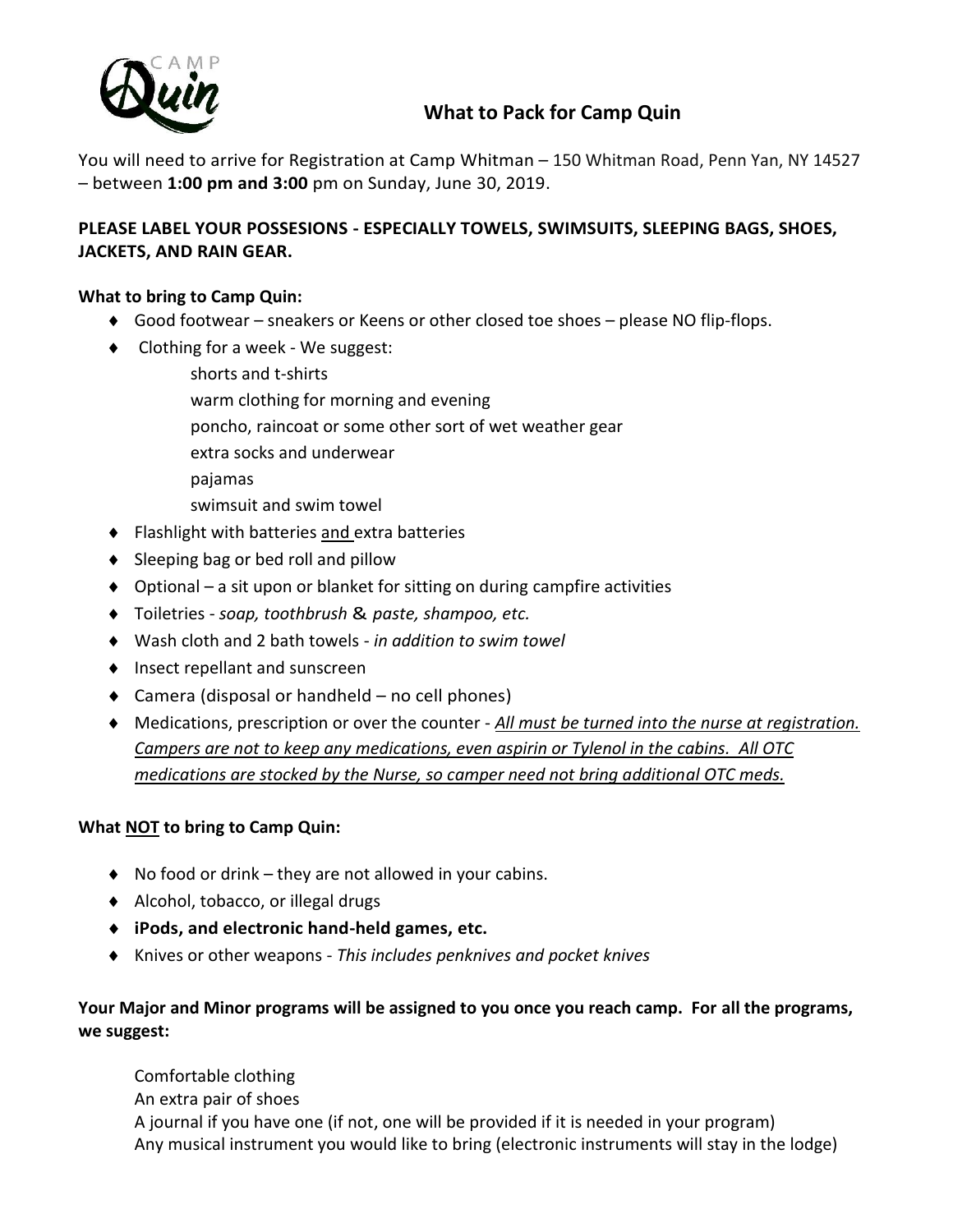# What to Pack for Camp Quin

You will need to arrive for Registration at Camp Whitman – 150 Whitman Road, Penn Yan, NY 14527 – between **1:00 pm and 3:00** pm on Sunday, June 30, 2019.

**PLEASE LABEL YOUR POSSESIONS - ESPECIALLY TOWELS, SWIMSUITS, SLEEPING BAGS, SHOES, JACKETS, AND RAIN GEAR.**

**What to bring to Camp Quin:**

- Good footwear – sneakers or Keens or other closed toe shoes – please NO flip-flops.
- Clothing for a week - We suggest:
  - shorts and t-shirts
  - warm clothing for morning and evening
  - poncho, raincoat or some other sort of wet weather gear
  - extra socks and underwear
  - pajamas
  - swimsuit and swim towel
- Flashlight with batteries <u>and</u> extra batteries
- Sleeping bag or bed roll and pillow
- Optional – a sit upon or blanket for sitting on during campfire activities
- Toiletries - *soap, toothbrush* & *paste, shampoo, etc.*
- Wash cloth and 2 bath towels - *in addition to swim towel*
- Insect repellant and sunscreen
- Camera (disposal or handheld – no cell phones)
- Medications, prescription or over the counter - <u>*All must be turned into the nurse at registration. Campers are not to keep any medications, even aspirin or Tylenol in the cabins. All OTC medications are stocked by the Nurse, so camper need not bring additional OTC meds.*</u>

**What <u>NOT</u> to bring to Camp Quin:**

- No food or drink – they are not allowed in your cabins.
- Alcohol, tobacco, or illegal drugs
- **iPods, and electronic hand-held games, etc.**
- Knives or other weapons - *This includes penknives and pocket knives*

**Your Major and Minor programs will be assigned to you once you reach camp. For all the programs, we suggest:**

Comfortable clothing
An extra pair of shoes
A journal if you have one (if not, one will be provided if it is needed in your program)
Any musical instrument you would like to bring (electronic instruments will stay in the lodge)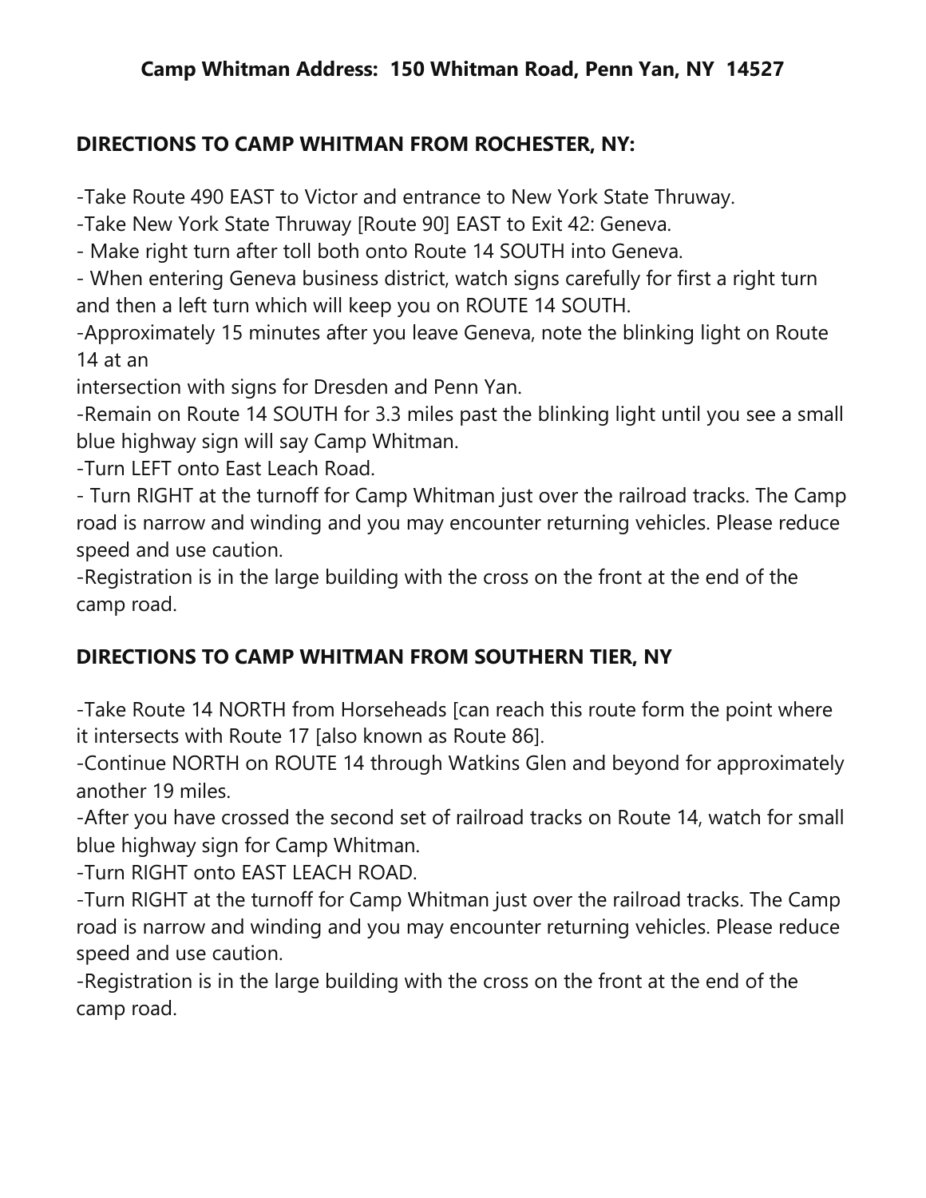**Camp Whitman Address: 150 Whitman Road, Penn Yan, NY 14527**

## DIRECTIONS TO CAMP WHITMAN FROM ROCHESTER, NY:

-Take Route 490 EAST to Victor and entrance to New York State Thruway.
-Take New York State Thruway [Route 90] EAST to Exit 42: Geneva.
- Make right turn after toll both onto Route 14 SOUTH into Geneva.
- When entering Geneva business district, watch signs carefully for first a right turn and then a left turn which will keep you on ROUTE 14 SOUTH.
-Approximately 15 minutes after you leave Geneva, note the blinking light on Route 14 at an
intersection with signs for Dresden and Penn Yan.
-Remain on Route 14 SOUTH for 3.3 miles past the blinking light until you see a small blue highway sign will say Camp Whitman.
-Turn LEFT onto East Leach Road.
- Turn RIGHT at the turnoff for Camp Whitman just over the railroad tracks. The Camp road is narrow and winding and you may encounter returning vehicles. Please reduce speed and use caution.
-Registration is in the large building with the cross on the front at the end of the camp road.

## DIRECTIONS TO CAMP WHITMAN FROM SOUTHERN TIER, NY

-Take Route 14 NORTH from Horseheads [can reach this route form the point where it intersects with Route 17 [also known as Route 86].
-Continue NORTH on ROUTE 14 through Watkins Glen and beyond for approximately another 19 miles.
-After you have crossed the second set of railroad tracks on Route 14, watch for small blue highway sign for Camp Whitman.
-Turn RIGHT onto EAST LEACH ROAD.
-Turn RIGHT at the turnoff for Camp Whitman just over the railroad tracks. The Camp road is narrow and winding and you may encounter returning vehicles. Please reduce speed and use caution.
-Registration is in the large building with the cross on the front at the end of the camp road.